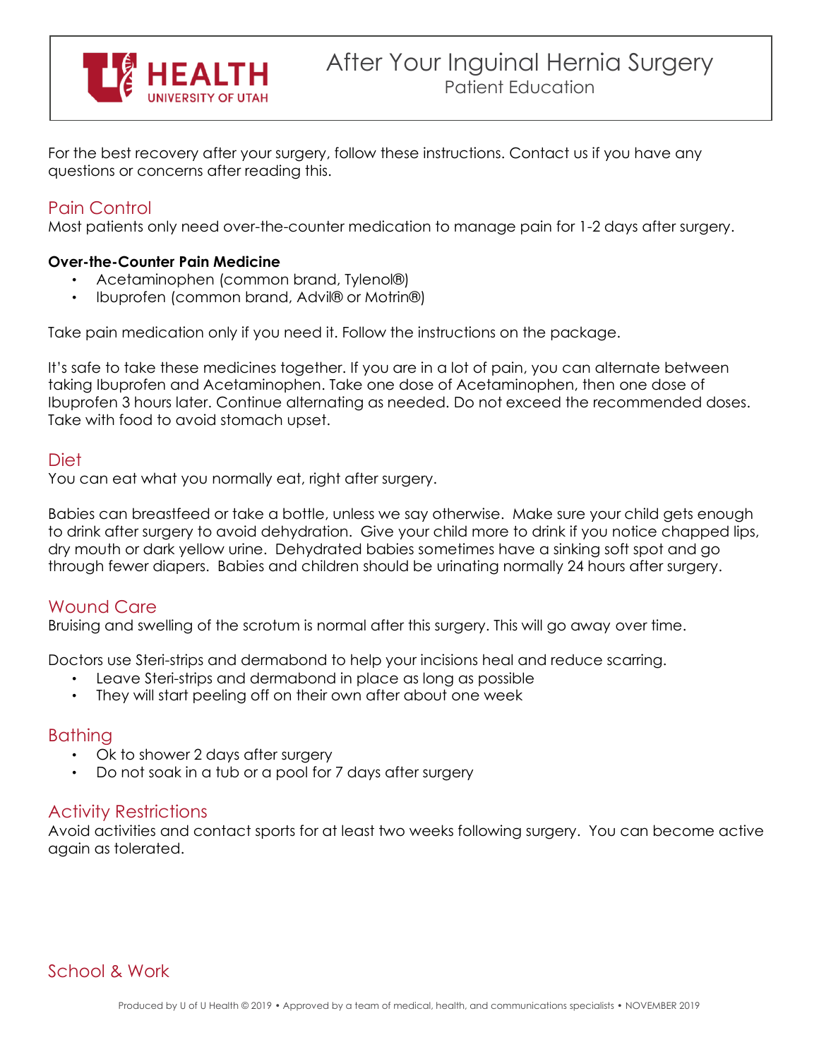# After Your Inguinal Hernia Surgery

## Patient Education

For the best recovery after your surgery, follow these instructions. Contact us if you have any questions or concerns after reading this.

## Pain Control

Most patients only need over-the-counter medication to manage pain for 1-2 days after surgery.

**Over-the-Counter Pain Medicine**

- Acetaminophen (common brand, Tylenol®)
- Ibuprofen (common brand, Advil® or Motrin®)

Take pain medication only if you need it. Follow the instructions on the package.

It's safe to take these medicines together. If you are in a lot of pain, you can alternate between taking Ibuprofen and Acetaminophen. Take one dose of Acetaminophen, then one dose of Ibuprofen 3 hours later. Continue alternating as needed. Do not exceed the recommended doses. Take with food to avoid stomach upset.

## Diet

You can eat what you normally eat, right after surgery.

Babies can breastfeed or take a bottle, unless we say otherwise. Make sure your child gets enough to drink after surgery to avoid dehydration. Give your child more to drink if you notice chapped lips, dry mouth or dark yellow urine. Dehydrated babies sometimes have a sinking soft spot and go through fewer diapers. Babies and children should be urinating normally 24 hours after surgery.

## Wound Care

Bruising and swelling of the scrotum is normal after this surgery. This will go away over time.

Doctors use Steri-strips and dermabond to help your incisions heal and reduce scarring.

- Leave Steri-strips and dermabond in place as long as possible
- They will start peeling off on their own after about one week

## Bathing

- Ok to shower 2 days after surgery
- Do not soak in a tub or a pool for 7 days after surgery

## Activity Restrictions

Avoid activities and contact sports for at least two weeks following surgery. You can become active again as tolerated.

## School & Work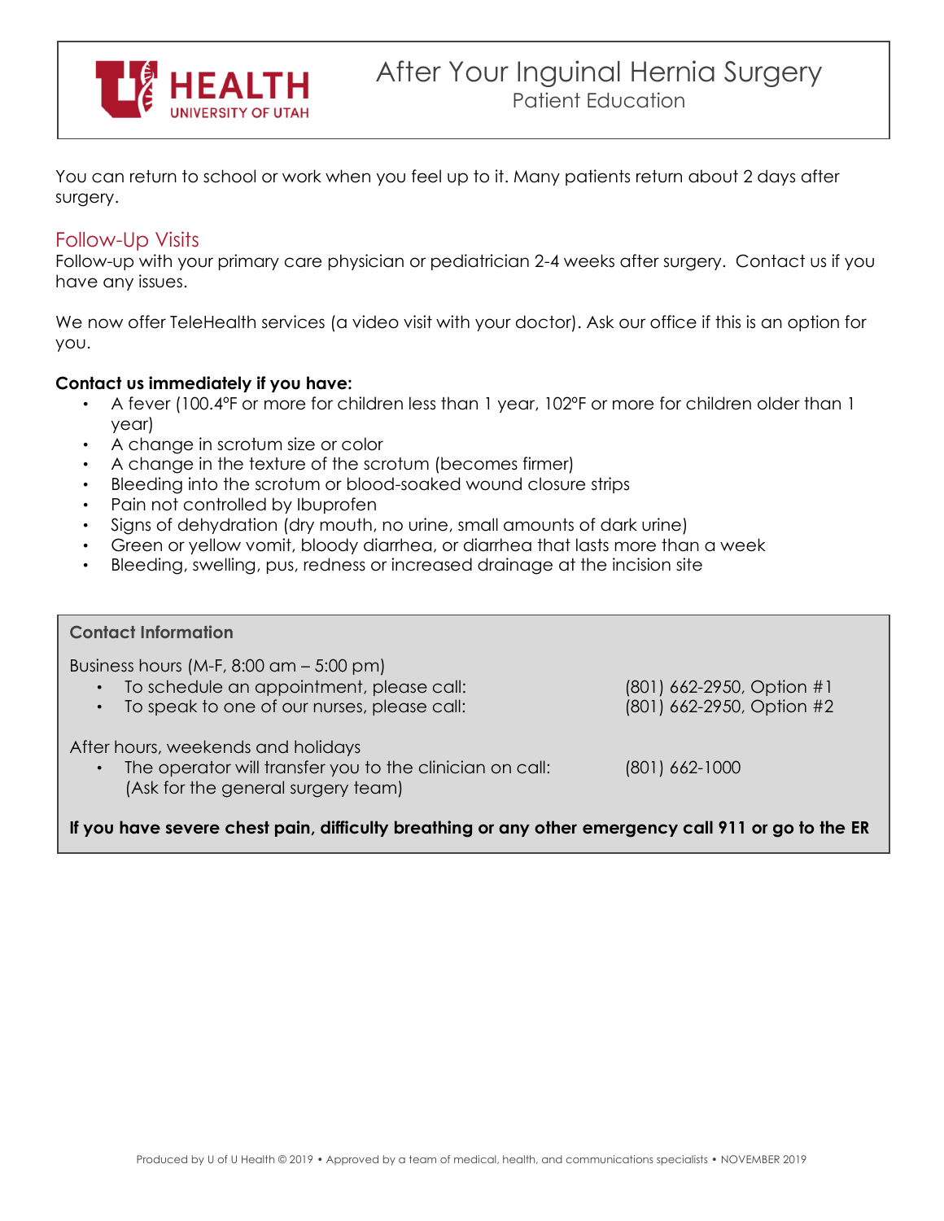You can return to school or work when you feel up to it. Many patients return about 2 days after surgery.

## Follow-Up Visits

Follow-up with your primary care physician or pediatrician 2-4 weeks after surgery. Contact us if you have any issues.

We now offer TeleHealth services (a video visit with your doctor). Ask our office if this is an option for you.

**Contact us immediately if you have:**

- A fever (100.4°F or more for children less than 1 year, 102°F or more for children older than 1 year)
- A change in scrotum size or color
- A change in the texture of the scrotum (becomes firmer)
- Bleeding into the scrotum or blood-soaked wound closure strips
- Pain not controlled by Ibuprofen
- Signs of dehydration (dry mouth, no urine, small amounts of dark urine)
- Green or yellow vomit, bloody diarrhea, or diarrhea that lasts more than a week
- Bleeding, swelling, pus, redness or increased drainage at the incision site

**Contact Information**

Business hours (M-F, 8:00 am – 5:00 pm)

- To schedule an appointment, please call: (801) 662-2950, Option #1
- To speak to one of our nurses, please call: (801) 662-2950, Option #2

After hours, weekends and holidays

- The operator will transfer you to the clinician on call: (801) 662-1000 (Ask for the general surgery team)

**If you have severe chest pain, difficulty breathing or any other emergency call 911 or go to the ER**

Produced by U of U Health © 2019 • Approved by a team of medical, health, and communications specialists • NOVEMBER 2019